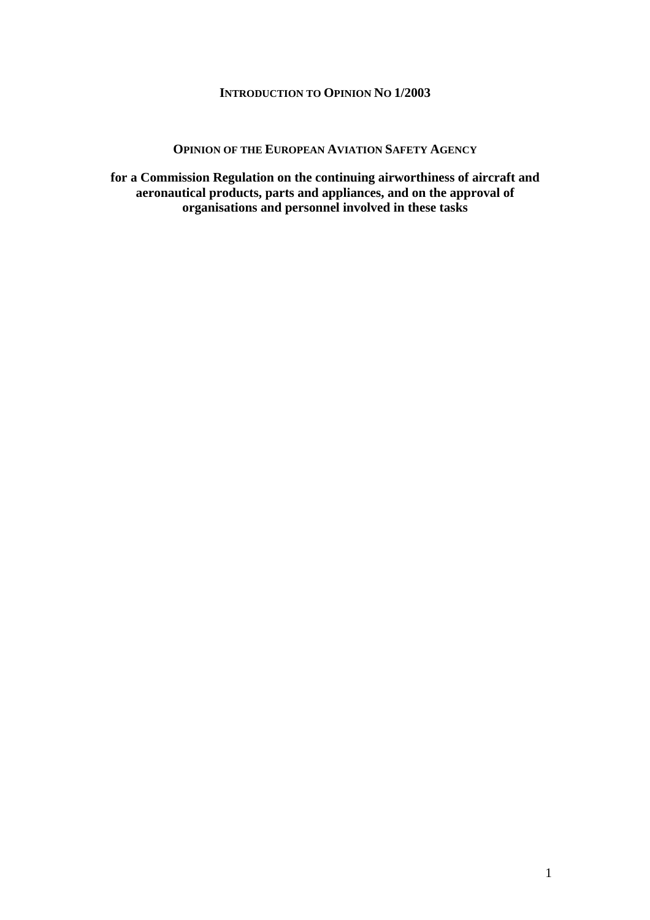# INTRODUCTION TO OPINION NO 1/2003

## OPINION OF THE EUROPEAN AVIATION SAFETY AGENCY

**for a Commission Regulation on the continuing airworthiness of aircraft and aeronautical products, parts and appliances, and on the approval of organisations and personnel involved in these tasks**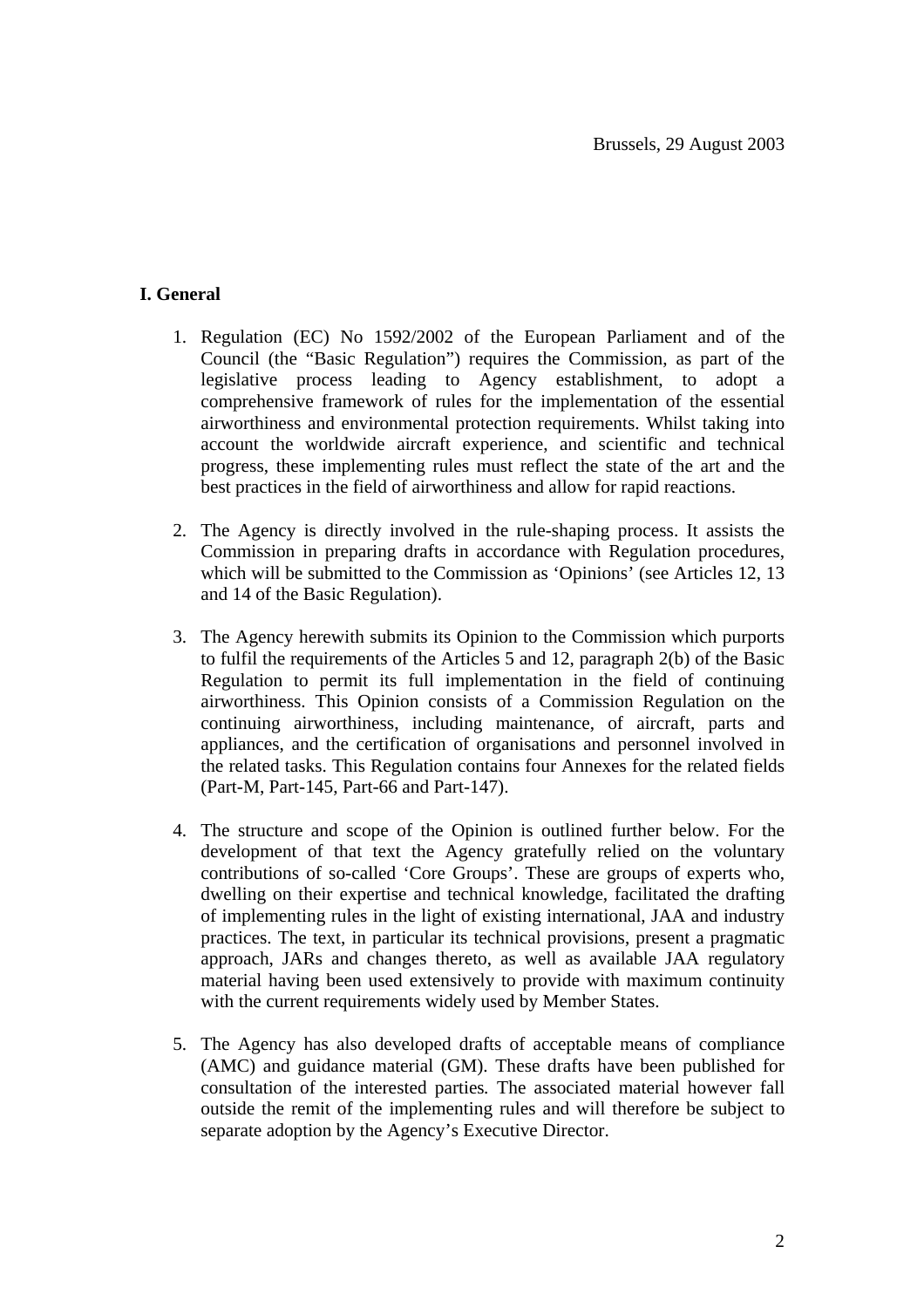Brussels, 29 August 2003

## I. General

1. Regulation (EC) No 1592/2002 of the European Parliament and of the Council (the "Basic Regulation") requires the Commission, as part of the legislative process leading to Agency establishment, to adopt a comprehensive framework of rules for the implementation of the essential airworthiness and environmental protection requirements. Whilst taking into account the worldwide aircraft experience, and scientific and technical progress, these implementing rules must reflect the state of the art and the best practices in the field of airworthiness and allow for rapid reactions.

2. The Agency is directly involved in the rule-shaping process. It assists the Commission in preparing drafts in accordance with Regulation procedures, which will be submitted to the Commission as 'Opinions' (see Articles 12, 13 and 14 of the Basic Regulation).

3. The Agency herewith submits its Opinion to the Commission which purports to fulfil the requirements of the Articles 5 and 12, paragraph 2(b) of the Basic Regulation to permit its full implementation in the field of continuing airworthiness. This Opinion consists of a Commission Regulation on the continuing airworthiness, including maintenance, of aircraft, parts and appliances, and the certification of organisations and personnel involved in the related tasks. This Regulation contains four Annexes for the related fields (Part-M, Part-145, Part-66 and Part-147).

4. The structure and scope of the Opinion is outlined further below. For the development of that text the Agency gratefully relied on the voluntary contributions of so-called 'Core Groups'. These are groups of experts who, dwelling on their expertise and technical knowledge, facilitated the drafting of implementing rules in the light of existing international, JAA and industry practices. The text, in particular its technical provisions, present a pragmatic approach, JARs and changes thereto, as well as available JAA regulatory material having been used extensively to provide with maximum continuity with the current requirements widely used by Member States.

5. The Agency has also developed drafts of acceptable means of compliance (AMC) and guidance material (GM). These drafts have been published for consultation of the interested parties. The associated material however fall outside the remit of the implementing rules and will therefore be subject to separate adoption by the Agency's Executive Director.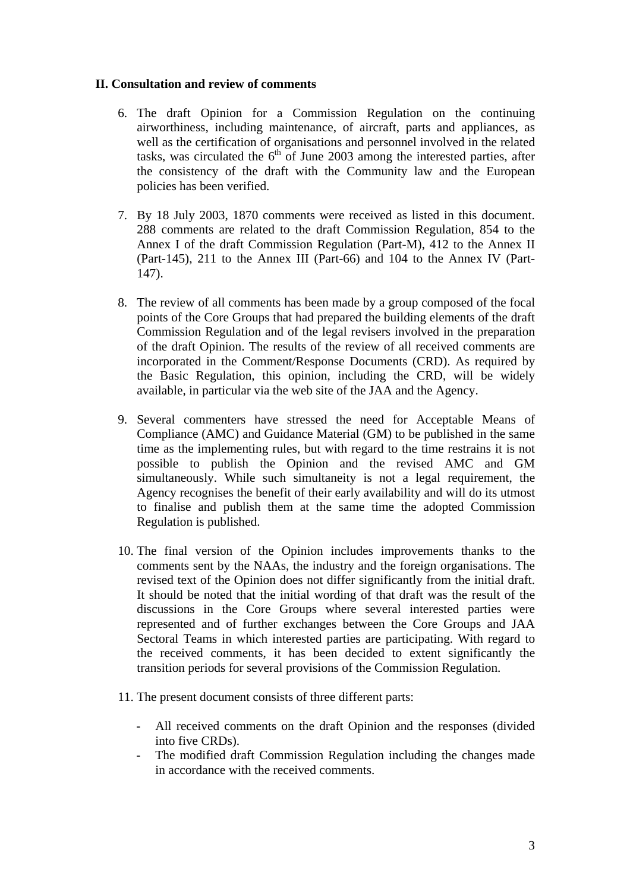## II. Consultation and review of comments

6. The draft Opinion for a Commission Regulation on the continuing airworthiness, including maintenance, of aircraft, parts and appliances, as well as the certification of organisations and personnel involved in the related tasks, was circulated the 6th of June 2003 among the interested parties, after the consistency of the draft with the Community law and the European policies has been verified.

7. By 18 July 2003, 1870 comments were received as listed in this document. 288 comments are related to the draft Commission Regulation, 854 to the Annex I of the draft Commission Regulation (Part-M), 412 to the Annex II (Part-145), 211 to the Annex III (Part-66) and 104 to the Annex IV (Part-147).

8. The review of all comments has been made by a group composed of the focal points of the Core Groups that had prepared the building elements of the draft Commission Regulation and of the legal revisers involved in the preparation of the draft Opinion. The results of the review of all received comments are incorporated in the Comment/Response Documents (CRD). As required by the Basic Regulation, this opinion, including the CRD, will be widely available, in particular via the web site of the JAA and the Agency.

9. Several commenters have stressed the need for Acceptable Means of Compliance (AMC) and Guidance Material (GM) to be published in the same time as the implementing rules, but with regard to the time restrains it is not possible to publish the Opinion and the revised AMC and GM simultaneously. While such simultaneity is not a legal requirement, the Agency recognises the benefit of their early availability and will do its utmost to finalise and publish them at the same time the adopted Commission Regulation is published.

10. The final version of the Opinion includes improvements thanks to the comments sent by the NAAs, the industry and the foreign organisations. The revised text of the Opinion does not differ significantly from the initial draft. It should be noted that the initial wording of that draft was the result of the discussions in the Core Groups where several interested parties were represented and of further exchanges between the Core Groups and JAA Sectoral Teams in which interested parties are participating. With regard to the received comments, it has been decided to extent significantly the transition periods for several provisions of the Commission Regulation.

11. The present document consists of three different parts:

    - All received comments on the draft Opinion and the responses (divided into five CRDs).
    - The modified draft Commission Regulation including the changes made in accordance with the received comments.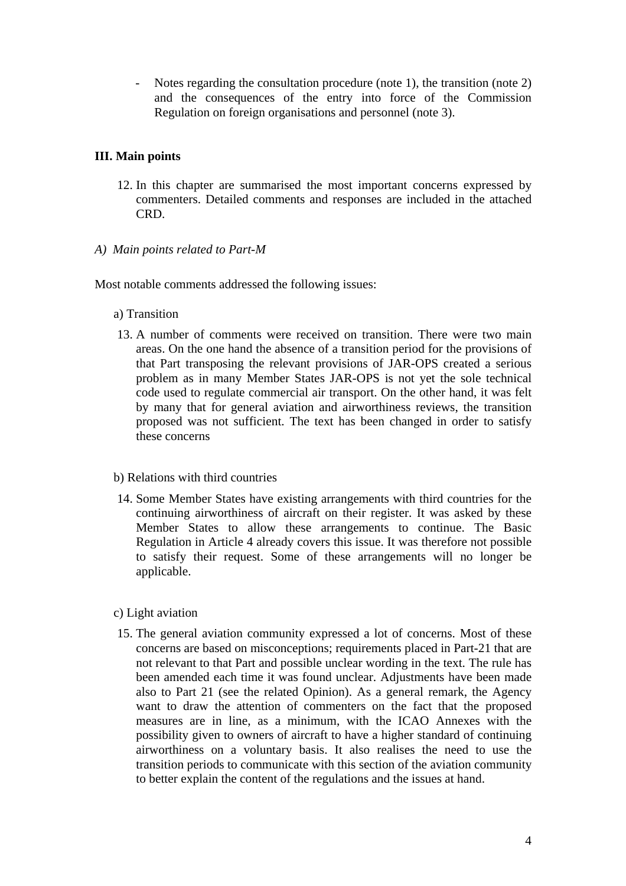- Notes regarding the consultation procedure (note 1), the transition (note 2) and the consequences of the entry into force of the Commission Regulation on foreign organisations and personnel (note 3).

## III. Main points

12. In this chapter are summarised the most important concerns expressed by commenters. Detailed comments and responses are included in the attached CRD.

*A) Main points related to Part-M*

Most notable comments addressed the following issues:

a) Transition

13. A number of comments were received on transition. There were two main areas. On the one hand the absence of a transition period for the provisions of that Part transposing the relevant provisions of JAR-OPS created a serious problem as in many Member States JAR-OPS is not yet the sole technical code used to regulate commercial air transport. On the other hand, it was felt by many that for general aviation and airworthiness reviews, the transition proposed was not sufficient. The text has been changed in order to satisfy these concerns

b) Relations with third countries

14. Some Member States have existing arrangements with third countries for the continuing airworthiness of aircraft on their register. It was asked by these Member States to allow these arrangements to continue. The Basic Regulation in Article 4 already covers this issue. It was therefore not possible to satisfy their request. Some of these arrangements will no longer be applicable.

c) Light aviation

15. The general aviation community expressed a lot of concerns. Most of these concerns are based on misconceptions; requirements placed in Part-21 that are not relevant to that Part and possible unclear wording in the text. The rule has been amended each time it was found unclear. Adjustments have been made also to Part 21 (see the related Opinion). As a general remark, the Agency want to draw the attention of commenters on the fact that the proposed measures are in line, as a minimum, with the ICAO Annexes with the possibility given to owners of aircraft to have a higher standard of continuing airworthiness on a voluntary basis. It also realises the need to use the transition periods to communicate with this section of the aviation community to better explain the content of the regulations and the issues at hand.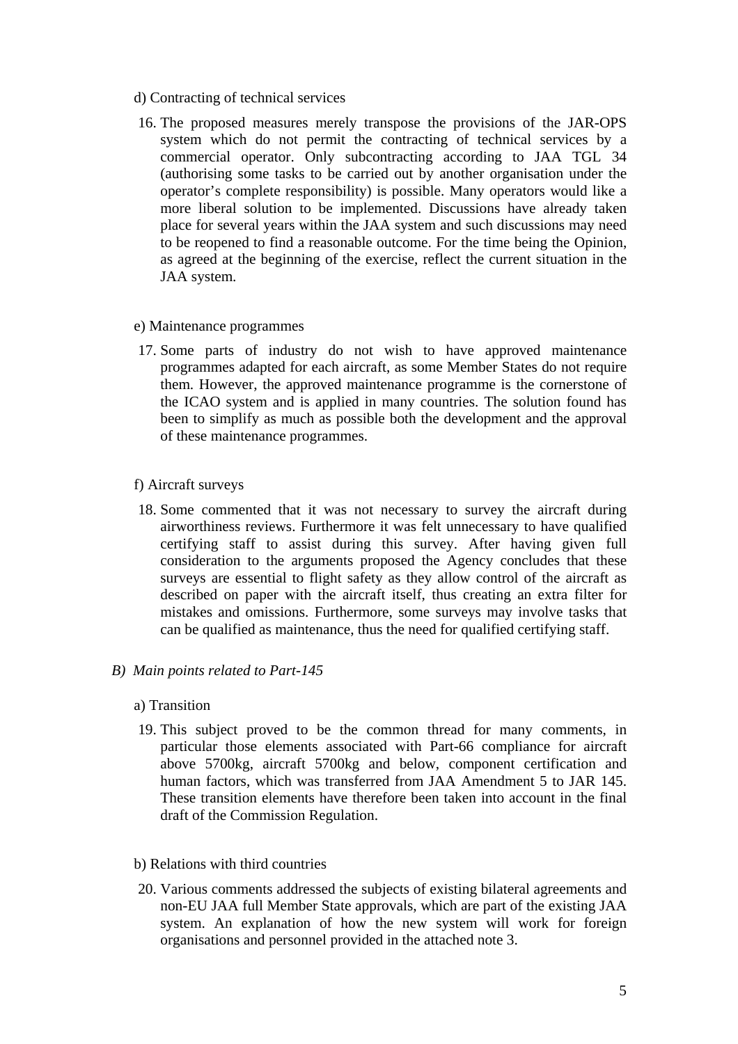d) Contracting of technical services

16. The proposed measures merely transpose the provisions of the JAR-OPS system which do not permit the contracting of technical services by a commercial operator. Only subcontracting according to JAA TGL 34 (authorising some tasks to be carried out by another organisation under the operator's complete responsibility) is possible. Many operators would like a more liberal solution to be implemented. Discussions have already taken place for several years within the JAA system and such discussions may need to be reopened to find a reasonable outcome. For the time being the Opinion, as agreed at the beginning of the exercise, reflect the current situation in the JAA system.

e) Maintenance programmes

17. Some parts of industry do not wish to have approved maintenance programmes adapted for each aircraft, as some Member States do not require them. However, the approved maintenance programme is the cornerstone of the ICAO system and is applied in many countries. The solution found has been to simplify as much as possible both the development and the approval of these maintenance programmes.

f) Aircraft surveys

18. Some commented that it was not necessary to survey the aircraft during airworthiness reviews. Furthermore it was felt unnecessary to have qualified certifying staff to assist during this survey. After having given full consideration to the arguments proposed the Agency concludes that these surveys are essential to flight safety as they allow control of the aircraft as described on paper with the aircraft itself, thus creating an extra filter for mistakes and omissions. Furthermore, some surveys may involve tasks that can be qualified as maintenance, thus the need for qualified certifying staff.

*B) Main points related to Part-145*

a) Transition

19. This subject proved to be the common thread for many comments, in particular those elements associated with Part-66 compliance for aircraft above 5700kg, aircraft 5700kg and below, component certification and human factors, which was transferred from JAA Amendment 5 to JAR 145. These transition elements have therefore been taken into account in the final draft of the Commission Regulation.

b) Relations with third countries

20. Various comments addressed the subjects of existing bilateral agreements and non-EU JAA full Member State approvals, which are part of the existing JAA system. An explanation of how the new system will work for foreign organisations and personnel provided in the attached note 3.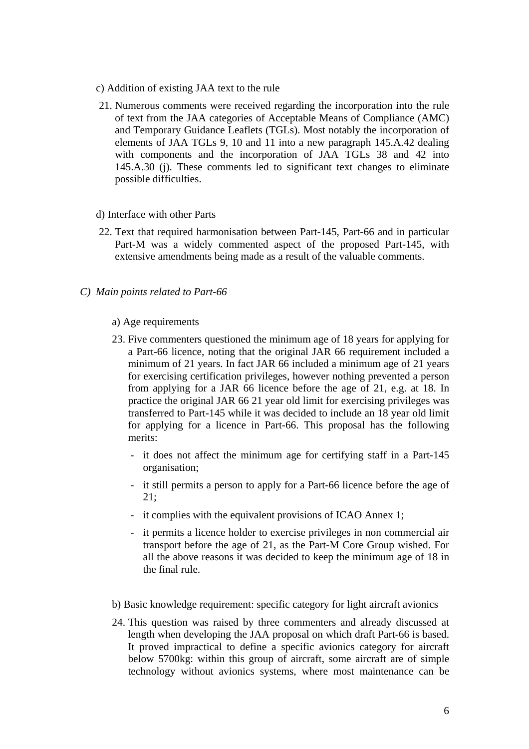c) Addition of existing JAA text to the rule

21. Numerous comments were received regarding the incorporation into the rule of text from the JAA categories of Acceptable Means of Compliance (AMC) and Temporary Guidance Leaflets (TGLs). Most notably the incorporation of elements of JAA TGLs 9, 10 and 11 into a new paragraph 145.A.42 dealing with components and the incorporation of JAA TGLs 38 and 42 into 145.A.30 (j). These comments led to significant text changes to eliminate possible difficulties.

d) Interface with other Parts

22. Text that required harmonisation between Part-145, Part-66 and in particular Part-M was a widely commented aspect of the proposed Part-145, with extensive amendments being made as a result of the valuable comments.

*C) Main points related to Part-66*

a) Age requirements

23. Five commenters questioned the minimum age of 18 years for applying for a Part-66 licence, noting that the original JAR 66 requirement included a minimum of 21 years. In fact JAR 66 included a minimum age of 21 years for exercising certification privileges, however nothing prevented a person from applying for a JAR 66 licence before the age of 21, e.g. at 18. In practice the original JAR 66 21 year old limit for exercising privileges was transferred to Part-145 while it was decided to include an 18 year old limit for applying for a licence in Part-66. This proposal has the following merits:

    - it does not affect the minimum age for certifying staff in a Part-145 organisation;
    - it still permits a person to apply for a Part-66 licence before the age of 21;
    - it complies with the equivalent provisions of ICAO Annex 1;
    - it permits a licence holder to exercise privileges in non commercial air transport before the age of 21, as the Part-M Core Group wished. For all the above reasons it was decided to keep the minimum age of 18 in the final rule.

b) Basic knowledge requirement: specific category for light aircraft avionics

24. This question was raised by three commenters and already discussed at length when developing the JAA proposal on which draft Part-66 is based. It proved impractical to define a specific avionics category for aircraft below 5700kg: within this group of aircraft, some aircraft are of simple technology without avionics systems, where most maintenance can be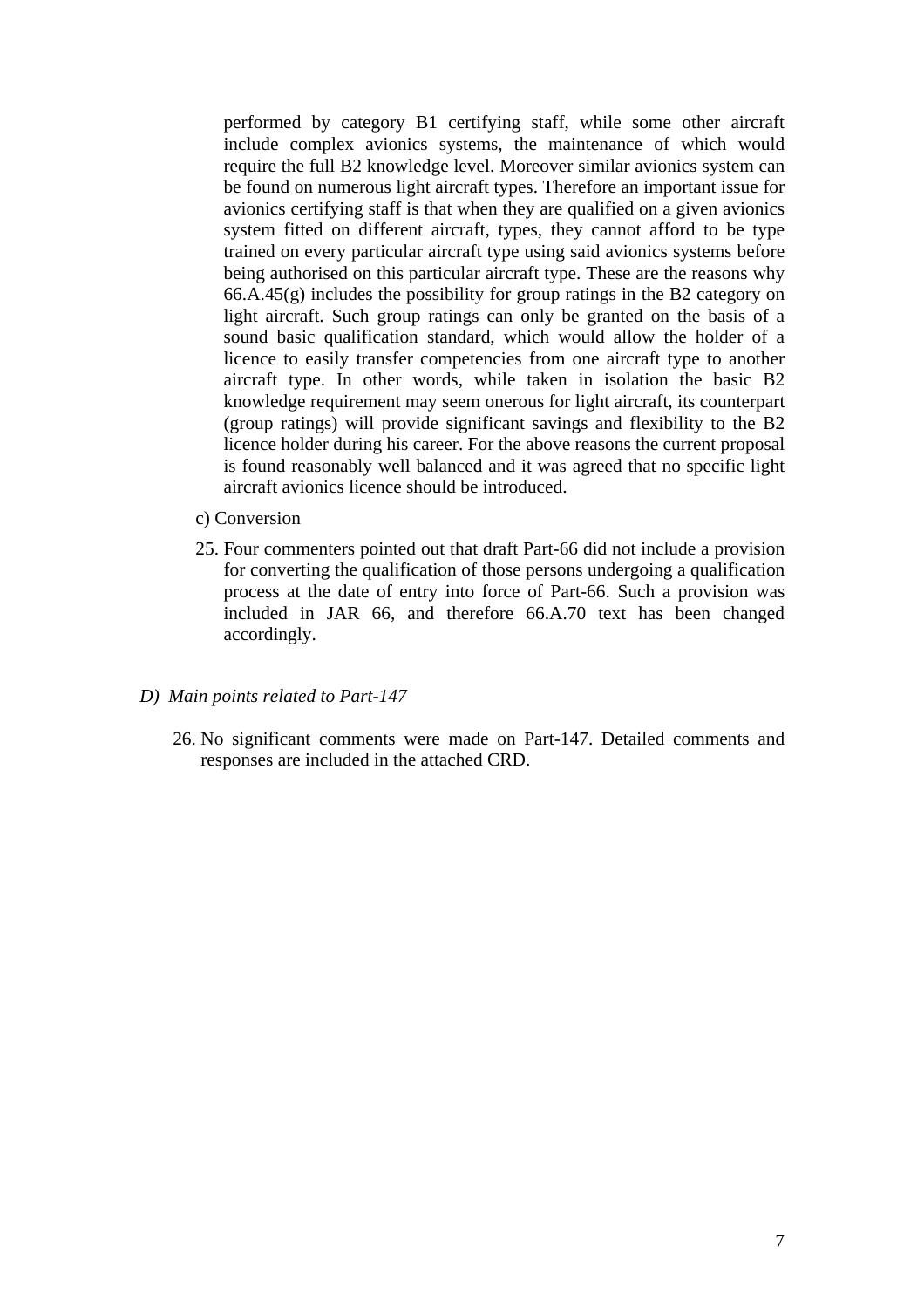performed by category B1 certifying staff, while some other aircraft include complex avionics systems, the maintenance of which would require the full B2 knowledge level. Moreover similar avionics system can be found on numerous light aircraft types. Therefore an important issue for avionics certifying staff is that when they are qualified on a given avionics system fitted on different aircraft, types, they cannot afford to be type trained on every particular aircraft type using said avionics systems before being authorised on this particular aircraft type. These are the reasons why 66.A.45(g) includes the possibility for group ratings in the B2 category on light aircraft. Such group ratings can only be granted on the basis of a sound basic qualification standard, which would allow the holder of a licence to easily transfer competencies from one aircraft type to another aircraft type. In other words, while taken in isolation the basic B2 knowledge requirement may seem onerous for light aircraft, its counterpart (group ratings) will provide significant savings and flexibility to the B2 licence holder during his career. For the above reasons the current proposal is found reasonably well balanced and it was agreed that no specific light aircraft avionics licence should be introduced.

c) Conversion

25. Four commenters pointed out that draft Part-66 did not include a provision for converting the qualification of those persons undergoing a qualification process at the date of entry into force of Part-66. Such a provision was included in JAR 66, and therefore 66.A.70 text has been changed accordingly.

## *D) Main points related to Part-147*

26. No significant comments were made on Part-147. Detailed comments and responses are included in the attached CRD.